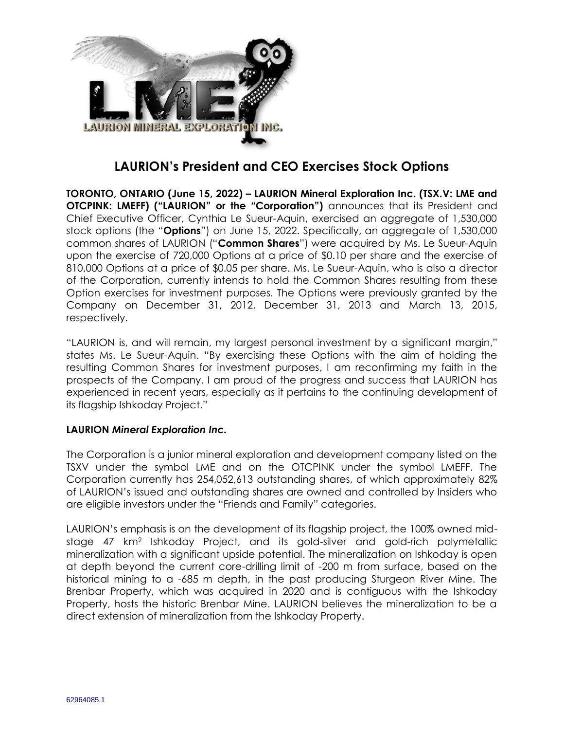# LAURION's President and CEO Exercises Stock Options

**TORONTO, ONTARIO (June 15, 2022) – LAURION Mineral Exploration Inc. (TSX.V: LME and OTCPINK: LMEFF) ("LAURION" or the "Corporation")** announces that its President and Chief Executive Officer, Cynthia Le Sueur-Aquin, exercised an aggregate of 1,530,000 stock options (the "**Options**") on June 15, 2022. Specifically, an aggregate of 1,530,000 common shares of LAURION ("**Common Shares**") were acquired by Ms. Le Sueur-Aquin upon the exercise of 720,000 Options at a price of $0.10 per share and the exercise of 810,000 Options at a price of $0.05 per share. Ms. Le Sueur-Aquin, who is also a director of the Corporation, currently intends to hold the Common Shares resulting from these Option exercises for investment purposes. The Options were previously granted by the Company on December 31, 2012, December 31, 2013 and March 13, 2015, respectively.

"LAURION is, and will remain, my largest personal investment by a significant margin," states Ms. Le Sueur-Aquin. "By exercising these Options with the aim of holding the resulting Common Shares for investment purposes, I am reconfirming my faith in the prospects of the Company. I am proud of the progress and success that LAURION has experienced in recent years, especially as it pertains to the continuing development of its flagship Ishkoday Project."

## LAURION *Mineral Exploration Inc.*

The Corporation is a junior mineral exploration and development company listed on the TSXV under the symbol LME and on the OTCPINK under the symbol LMEFF. The Corporation currently has 254,052,613 outstanding shares, of which approximately 82% of LAURION's issued and outstanding shares are owned and controlled by Insiders who are eligible investors under the "Friends and Family" categories.

LAURION's emphasis is on the development of its flagship project, the 100% owned mid-stage 47 $km^2$ Ishkoday Project, and its gold-silver and gold-rich polymetallic mineralization with a significant upside potential. The mineralization on Ishkoday is open at depth beyond the current core-drilling limit of -200 m from surface, based on the historical mining to a -685 m depth, in the past producing Sturgeon River Mine. The Brenbar Property, which was acquired in 2020 and is contiguous with the Ishkoday Property, hosts the historic Brenbar Mine. LAURION believes the mineralization to be a direct extension of mineralization from the Ishkoday Property.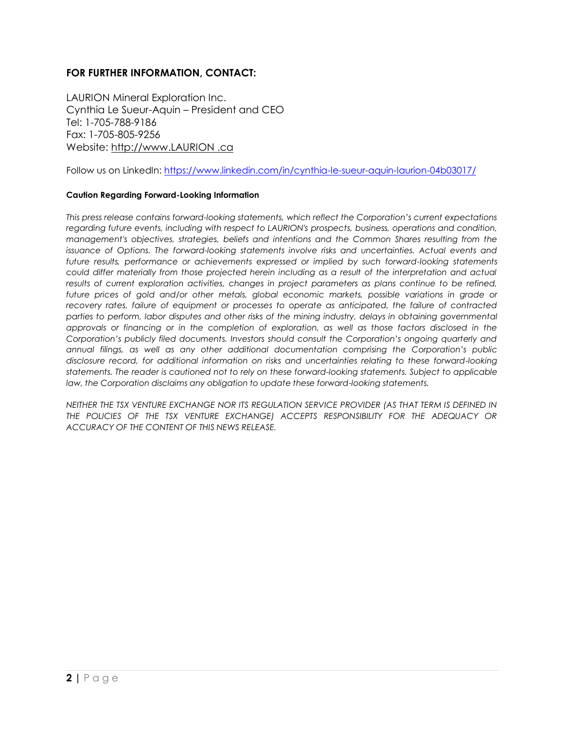## FOR FURTHER INFORMATION, CONTACT:

LAURION Mineral Exploration Inc.
Cynthia Le Sueur-Aquin – President and CEO
Tel: 1-705-788-9186
Fax: 1-705-805-9256
Website: http://www.LAURION .ca

Follow us on LinkedIn: https://www.linkedin.com/in/cynthia-le-sueur-aquin-laurion-04b03017/

**Caution Regarding Forward-Looking Information**

*This press release contains forward-looking statements, which reflect the Corporation's current expectations regarding future events, including with respect to LAURION's prospects, business, operations and condition, management's objectives, strategies, beliefs and intentions and the Common Shares resulting from the issuance of Options. The forward-looking statements involve risks and uncertainties. Actual events and future results, performance or achievements expressed or implied by such forward-looking statements could differ materially from those projected herein including as a result of the interpretation and actual results of current exploration activities, changes in project parameters as plans continue to be refined, future prices of gold and/or other metals, global economic markets, possible variations in grade or recovery rates, failure of equipment or processes to operate as anticipated, the failure of contracted parties to perform, labor disputes and other risks of the mining industry, delays in obtaining governmental approvals or financing or in the completion of exploration, as well as those factors disclosed in the Corporation's publicly filed documents. Investors should consult the Corporation's ongoing quarterly and annual filings, as well as any other additional documentation comprising the Corporation's public disclosure record, for additional information on risks and uncertainties relating to these forward-looking statements. The reader is cautioned not to rely on these forward-looking statements. Subject to applicable law, the Corporation disclaims any obligation to update these forward-looking statements.*

*NEITHER THE TSX VENTURE EXCHANGE NOR ITS REGULATION SERVICE PROVIDER (AS THAT TERM IS DEFINED IN THE POLICIES OF THE TSX VENTURE EXCHANGE) ACCEPTS RESPONSIBILITY FOR THE ADEQUACY OR ACCURACY OF THE CONTENT OF THIS NEWS RELEASE.*